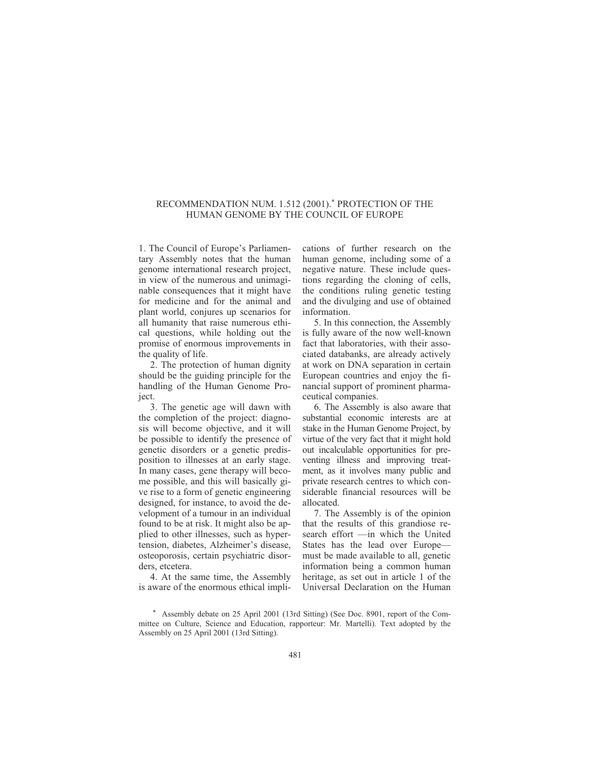# RECOMMENDATION NUM. 1.512 (2001).* PROTECTION OF THE HUMAN GENOME BY THE COUNCIL OF EUROPE

1. The Council of Europe's Parliamentary Assembly notes that the human genome international research project, in view of the numerous and unimaginable consequences that it might have for medicine and for the animal and plant world, conjures up scenarios for all humanity that raise numerous ethical questions, while holding out the promise of enormous improvements in the quality of life.

2. The protection of human dignity should be the guiding principle for the handling of the Human Genome Project.

3. The genetic age will dawn with the completion of the project: diagnosis will become objective, and it will be possible to identify the presence of genetic disorders or a genetic predisposition to illnesses at an early stage. In many cases, gene therapy will become possible, and this will basically give rise to a form of genetic engineering designed, for instance, to avoid the development of a tumour in an individual found to be at risk. It might also be applied to other illnesses, such as hypertension, diabetes, Alzheimer's disease, osteoporosis, certain psychiatric disorders, etcetera.

4. At the same time, the Assembly is aware of the enormous ethical implications of further research on the human genome, including some of a negative nature. These include questions regarding the cloning of cells, the conditions ruling genetic testing and the divulging and use of obtained information.

5. In this connection, the Assembly is fully aware of the now well-known fact that laboratories, with their associated databanks, are already actively at work on DNA separation in certain European countries and enjoy the financial support of prominent pharmaceutical companies.

6. The Assembly is also aware that substantial economic interests are at stake in the Human Genome Project, by virtue of the very fact that it might hold out incalculable opportunities for preventing illness and improving treatment, as it involves many public and private research centres to which considerable financial resources will be allocated.

7. The Assembly is of the opinion that the results of this grandiose research effort —in which the United States has the lead over Europe— must be made available to all, genetic information being a common human heritage, as set out in article 1 of the Universal Declaration on the Human

\* Assembly debate on 25 April 2001 (13rd Sitting) (See Doc. 8901, report of the Committee on Culture, Science and Education, rapporteur: Mr. Martelli). Text adopted by the Assembly on 25 April 2001 (13rd Sitting).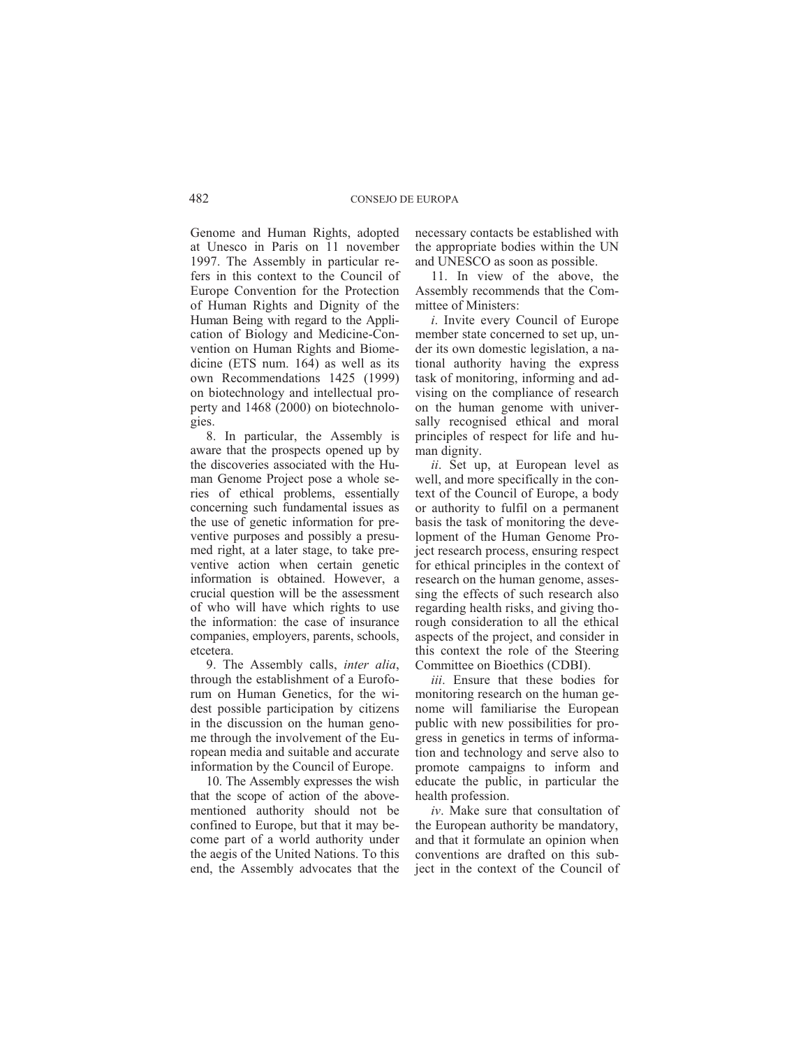Genome and Human Rights, adopted at Unesco in Paris on 11 november 1997. The Assembly in particular refers in this context to the Council of Europe Convention for the Protection of Human Rights and Dignity of the Human Being with regard to the Application of Biology and Medicine-Convention on Human Rights and Biomedicine (ETS num. 164) as well as its own Recommendations 1425 (1999) on biotechnology and intellectual property and 1468 (2000) on biotechnologies.

8. In particular, the Assembly is aware that the prospects opened up by the discoveries associated with the Human Genome Project pose a whole series of ethical problems, essentially concerning such fundamental issues as the use of genetic information for preventive purposes and possibly a presumed right, at a later stage, to take preventive action when certain genetic information is obtained. However, a crucial question will be the assessment of who will have which rights to use the information: the case of insurance companies, employers, parents, schools, etcetera.

9. The Assembly calls, *inter alia*, through the establishment of a Euroforum on Human Genetics, for the widest possible participation by citizens in the discussion on the human genome through the involvement of the European media and suitable and accurate information by the Council of Europe.

10. The Assembly expresses the wish that the scope of action of the above-mentioned authority should not be confined to Europe, but that it may become part of a world authority under the aegis of the United Nations. To this end, the Assembly advocates that the necessary contacts be established with the appropriate bodies within the UN and UNESCO as soon as possible.

11. In view of the above, the Assembly recommends that the Committee of Ministers:

*i*. Invite every Council of Europe member state concerned to set up, under its own domestic legislation, a national authority having the express task of monitoring, informing and advising on the compliance of research on the human genome with universally recognised ethical and moral principles of respect for life and human dignity.

*ii*. Set up, at European level as well, and more specifically in the context of the Council of Europe, a body or authority to fulfil on a permanent basis the task of monitoring the development of the Human Genome Project research process, ensuring respect for ethical principles in the context of research on the human genome, assessing the effects of such research also regarding health risks, and giving thorough consideration to all the ethical aspects of the project, and consider in this context the role of the Steering Committee on Bioethics (CDBI).

*iii*. Ensure that these bodies for monitoring research on the human genome will familiarise the European public with new possibilities for progress in genetics in terms of information and technology and serve also to promote campaigns to inform and educate the public, in particular the health profession.

*iv*. Make sure that consultation of the European authority be mandatory, and that it formulate an opinion when conventions are drafted on this subject in the context of the Council of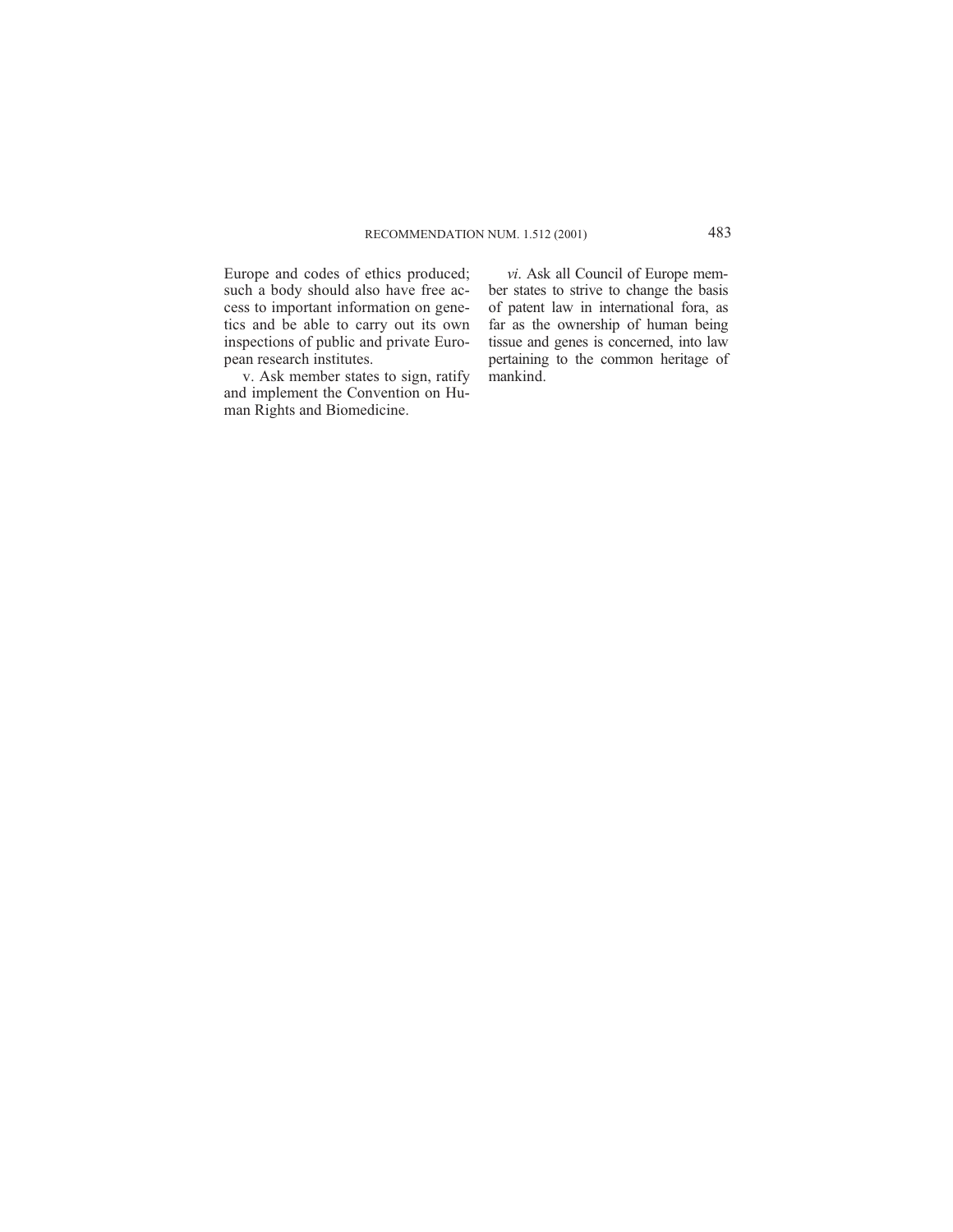Europe and codes of ethics produced; such a body should also have free access to important information on genetics and be able to carry out its own inspections of public and private European research institutes.

v. Ask member states to sign, ratify and implement the Convention on Human Rights and Biomedicine.

*vi*. Ask all Council of Europe member states to strive to change the basis of patent law in international fora, as far as the ownership of human being tissue and genes is concerned, into law pertaining to the common heritage of mankind.